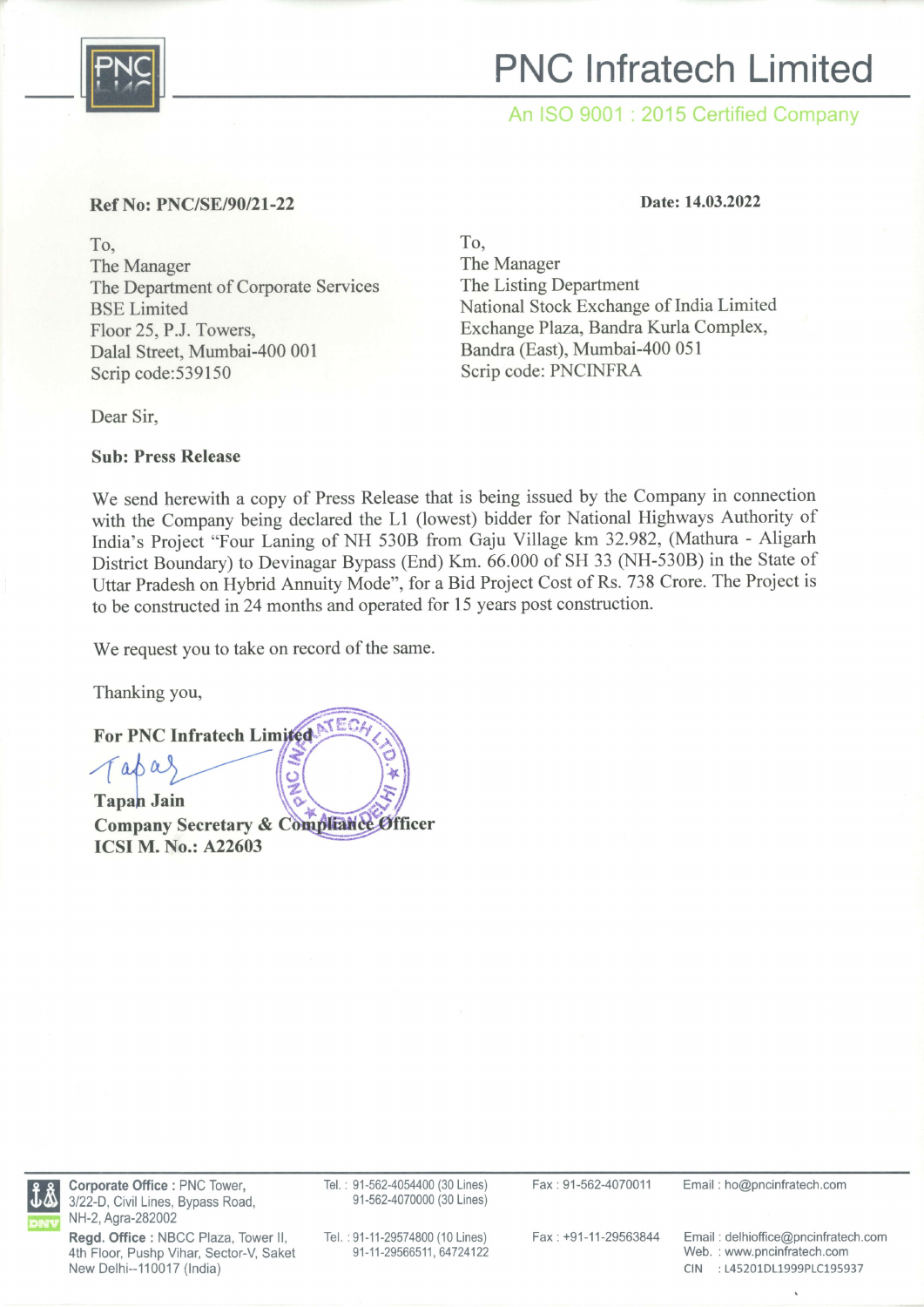# PNC Infratech Limited

An ISO 9001 : 2015 Certified Company

**Ref No: PNC/SE/90/21-22**

**Date: 14.03.2022**

To,
The Manager
The Department of Corporate Services
BSE Limited
Floor 25, P.J. Towers,
Dalal Street, Mumbai-400 001
Scrip code:539150

To,
The Manager
The Listing Department
National Stock Exchange of India Limited
Exchange Plaza, Bandra Kurla Complex,
Bandra (East), Mumbai-400 051
Scrip code: PNCINFRA

Dear Sir,

**Sub: Press Release**

We send herewith a copy of Press Release that is being issued by the Company in connection with the Company being declared the L1 (lowest) bidder for National Highways Authority of India's Project "Four Laning of NH 530B from Gaju Village km 32.982, (Mathura - Aligarh District Boundary) to Devinagar Bypass (End) Km. 66.000 of SH 33 (NH-530B) in the State of Uttar Pradesh on Hybrid Annuity Mode", for a Bid Project Cost of Rs. 738 Crore. The Project is to be constructed in 24 months and operated for 15 years post construction.

We request you to take on record of the same.

Thanking you,

**For PNC Infratech Limited**

**Tapan Jain**
**Company Secretary & Compliance Officer**
**ICSI M. No.: A22603**

**Corporate Office :** PNC Tower, 3/22-D, Civil Lines, Bypass Road, NH-2, Agra-282002
Tel. : 91-562-4054400 (30 Lines), 91-562-4070000 (30 Lines)
Fax : 91-562-4070011
Email : ho@pncinfratech.com

**Regd. Office :** NBCC Plaza, Tower II, 4th Floor, Pushp Vihar, Sector-V, Saket New Delhi--110017 (India)
Tel. : 91-11-29574800 (10 Lines), 91-11-29566511, 64724122
Fax : +91-11-29563844
Email : delhioffice@pncinfratech.com
Web. : www.pncinfratech.com
CIN : L45201DL1999PLC195937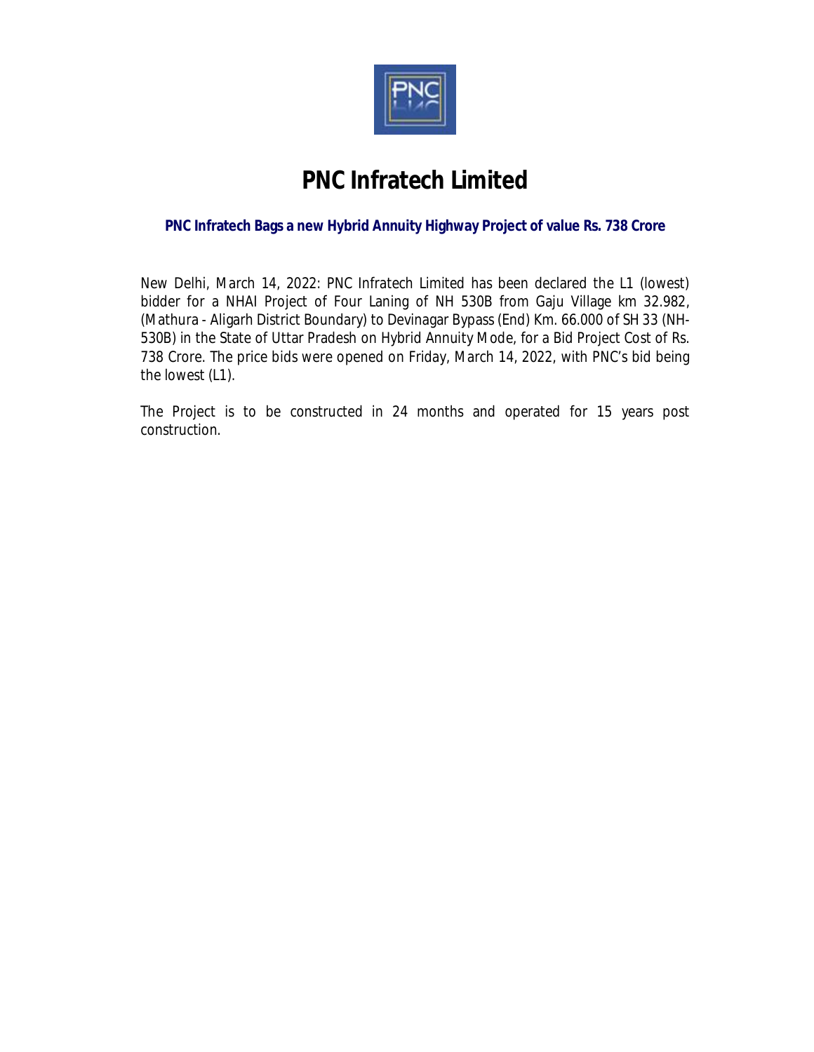# PNC Infratech Limited

**PNC Infratech Bags a new Hybrid Annuity Highway Project of value Rs. 738 Crore**

New Delhi, March 14, 2022: PNC Infratech Limited has been declared the L1 (lowest) bidder for a NHAI Project of Four Laning of NH 530B from Gaju Village km 32.982, (Mathura - Aligarh District Boundary) to Devinagar Bypass (End) Km. 66.000 of SH 33 (NH-530B) in the State of Uttar Pradesh on Hybrid Annuity Mode, for a Bid Project Cost of Rs. 738 Crore. The price bids were opened on Friday, March 14, 2022, with PNC's bid being the lowest (L1).

The Project is to be constructed in 24 months and operated for 15 years post construction.